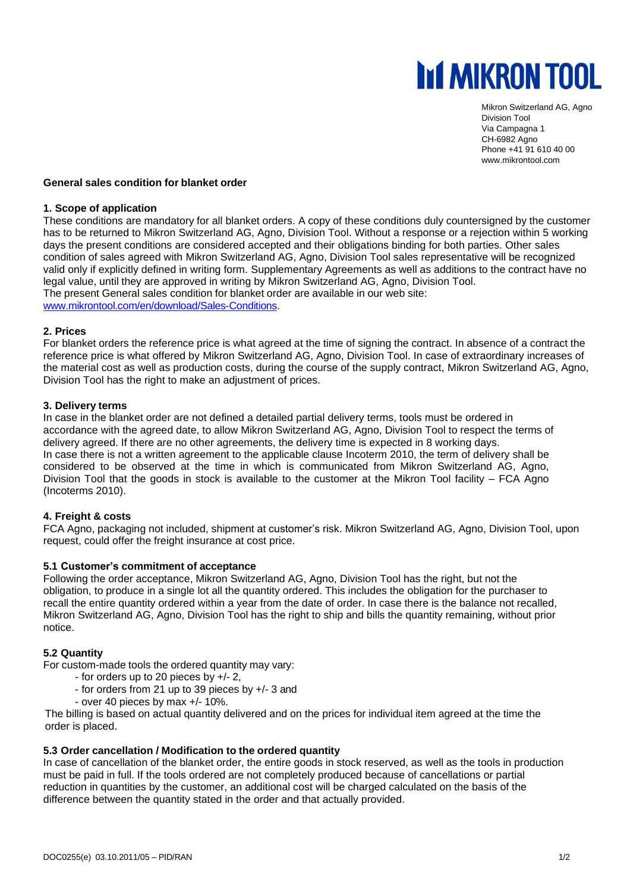# MIKRON TOOL

Mikron Switzerland AG, Agno
Division Tool
Via Campagna 1
CH-6982 Agno
Phone +41 91 610 40 00
www.mikrontool.com

**General sales condition for blanket order**

### 1. Scope of application

These conditions are mandatory for all blanket orders. A copy of these conditions duly countersigned by the customer has to be returned to Mikron Switzerland AG, Agno, Division Tool. Without a response or a rejection within 5 working days the present conditions are considered accepted and their obligations binding for both parties. Other sales condition of sales agreed with Mikron Switzerland AG, Agno, Division Tool sales representative will be recognized valid only if explicitly defined in writing form. Supplementary Agreements as well as additions to the contract have no legal value, until they are approved in writing by Mikron Switzerland AG, Agno, Division Tool.
The present General sales condition for blanket order are available in our web site:
www.mikrontool.com/en/download/Sales-Conditions.

### 2. Prices

For blanket orders the reference price is what agreed at the time of signing the contract. In absence of a contract the reference price is what offered by Mikron Switzerland AG, Agno, Division Tool. In case of extraordinary increases of the material cost as well as production costs, during the course of the supply contract, Mikron Switzerland AG, Agno, Division Tool has the right to make an adjustment of prices.

### 3. Delivery terms

In case in the blanket order are not defined a detailed partial delivery terms, tools must be ordered in accordance with the agreed date, to allow Mikron Switzerland AG, Agno, Division Tool to respect the terms of delivery agreed. If there are no other agreements, the delivery time is expected in 8 working days.
In case there is not a written agreement to the applicable clause Incoterm 2010, the term of delivery shall be considered to be observed at the time in which is communicated from Mikron Switzerland AG, Agno, Division Tool that the goods in stock is available to the customer at the Mikron Tool facility – FCA Agno (Incoterms 2010).

### 4. Freight & costs

FCA Agno, packaging not included, shipment at customer's risk. Mikron Switzerland AG, Agno, Division Tool, upon request, could offer the freight insurance at cost price.

### 5.1 Customer's commitment of acceptance

Following the order acceptance, Mikron Switzerland AG, Agno, Division Tool has the right, but not the obligation, to produce in a single lot all the quantity ordered. This includes the obligation for the purchaser to recall the entire quantity ordered within a year from the date of order. In case there is the balance not recalled, Mikron Switzerland AG, Agno, Division Tool has the right to ship and bills the quantity remaining, without prior notice.

### 5.2 Quantity

For custom-made tools the ordered quantity may vary:

- for orders up to 20 pieces by +/- 2,
- for orders from 21 up to 39 pieces by +/- 3 and
- over 40 pieces by max +/- 10%.

The billing is based on actual quantity delivered and on the prices for individual item agreed at the time the order is placed.

### 5.3 Order cancellation / Modification to the ordered quantity

In case of cancellation of the blanket order, the entire goods in stock reserved, as well as the tools in production must be paid in full. If the tools ordered are not completely produced because of cancellations or partial reduction in quantities by the customer, an additional cost will be charged calculated on the basis of the difference between the quantity stated in the order and that actually provided.

DOC0255(e) 03.10.2011/05 – PID/RAN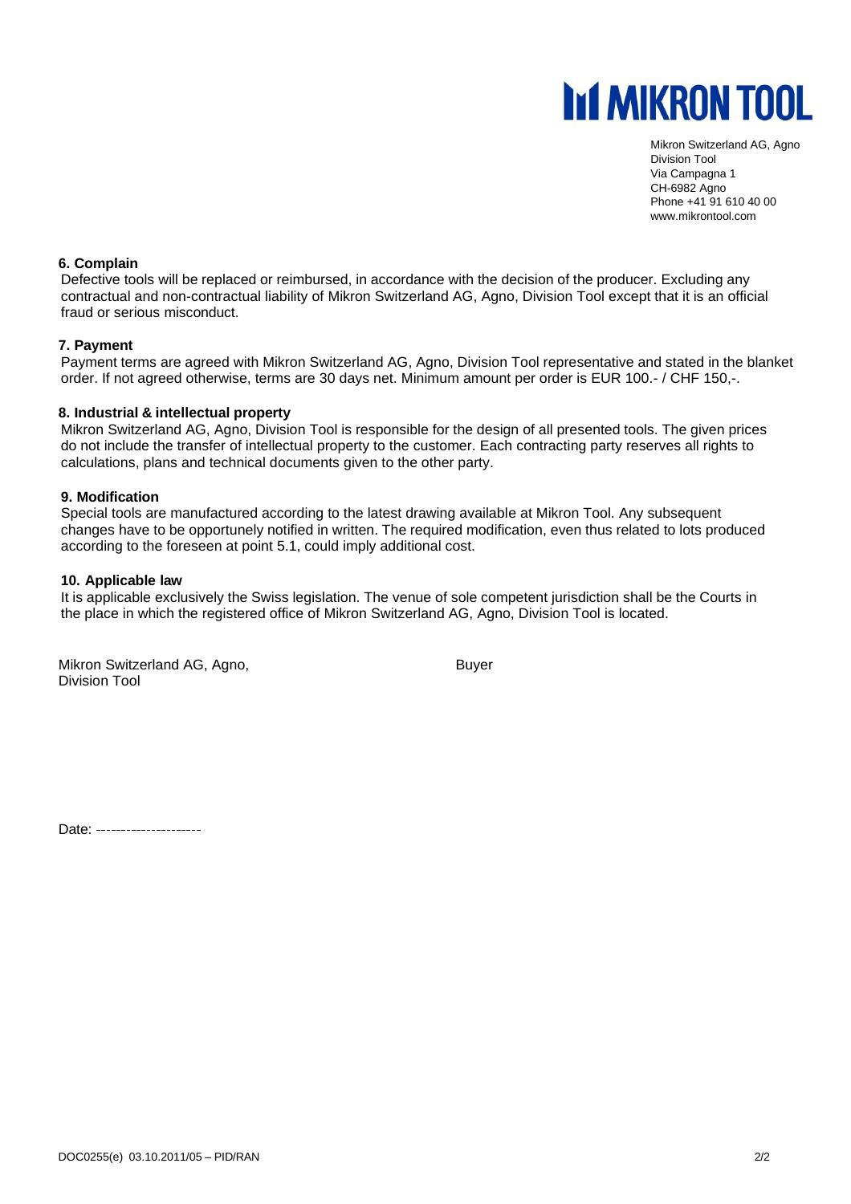# MIKRON TOOL

Mikron Switzerland AG, Agno
Division Tool
Via Campagna 1
CH-6982 Agno
Phone +41 91 610 40 00
www.mikrontool.com

### 6. Complain

Defective tools will be replaced or reimbursed, in accordance with the decision of the producer. Excluding any contractual and non-contractual liability of Mikron Switzerland AG, Agno, Division Tool except that it is an official fraud or serious misconduct.

### 7. Payment

Payment terms are agreed with Mikron Switzerland AG, Agno, Division Tool representative and stated in the blanket order. If not agreed otherwise, terms are 30 days net. Minimum amount per order is EUR 100.- / CHF 150,-.

### 8. Industrial & intellectual property

Mikron Switzerland AG, Agno, Division Tool is responsible for the design of all presented tools. The given prices do not include the transfer of intellectual property to the customer. Each contracting party reserves all rights to calculations, plans and technical documents given to the other party.

### 9. Modification

Special tools are manufactured according to the latest drawing available at Mikron Tool. Any subsequent changes have to be opportunely notified in written. The required modification, even thus related to lots produced according to the foreseen at point 5.1, could imply additional cost.

### 10. Applicable law

It is applicable exclusively the Swiss legislation. The venue of sole competent jurisdiction shall be the Courts in the place in which the registered office of Mikron Switzerland AG, Agno, Division Tool is located.

Mikron Switzerland AG, Agno,
Division Tool

Buyer

Date: ---------------------

DOC0255(e) 03.10.2011/05 – PID/RAN